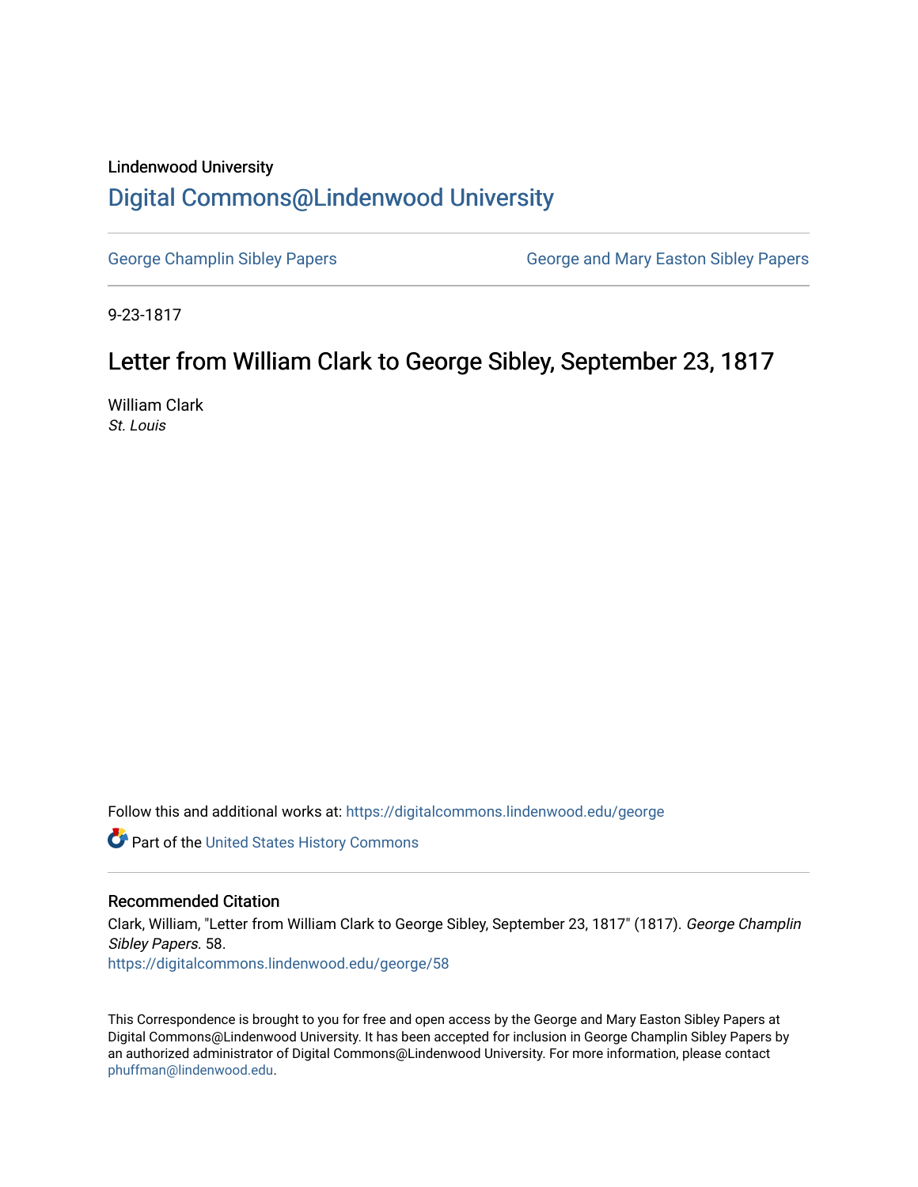Lindenwood University

# Digital Commons@Lindenwood University

George Champlin Sibley Papers

George and Mary Easton Sibley Papers

9-23-1817

## Letter from William Clark to George Sibley, September 23, 1817

William Clark

*St. Louis*

Follow this and additional works at: https://digitalcommons.lindenwood.edu/george

Part of the United States History Commons

### Recommended Citation

Clark, William, "Letter from William Clark to George Sibley, September 23, 1817" (1817). *George Champlin Sibley Papers*. 58.
https://digitalcommons.lindenwood.edu/george/58

This Correspondence is brought to you for free and open access by the George and Mary Easton Sibley Papers at Digital Commons@Lindenwood University. It has been accepted for inclusion in George Champlin Sibley Papers by an authorized administrator of Digital Commons@Lindenwood University. For more information, please contact phuffman@lindenwood.edu.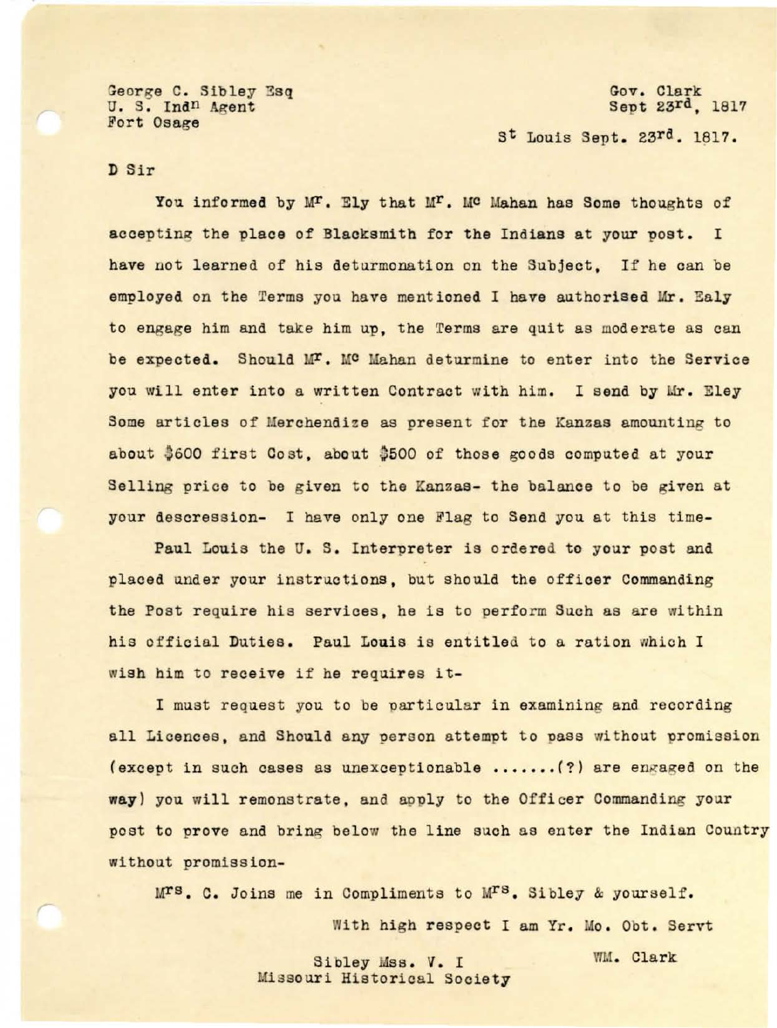George C. Sibley Esq
U. S. Ind[n] Agent
Fort Osage

Gov. Clark
Sept 23[rd], 1817

S[t] Louis Sept. 23[rd]. 1817.

D Sir

You informed by M[r]. Ely that M[r]. M[c] Mahan has Some thoughts of accepting the place of Blacksmith for the Indians at your post. I have not learned of his deturmonation on the Subject, If he can be employed on the Terms you have mentioned I have authorised Mr. Ealy to engage him and take him up, the Terms are quit as moderate as can be expected. Should M[r]. M[c] Mahan deturmine to enter into the Service you will enter into a written Contract with him. I send by Mr. Eley Some articles of Merchendize as present for the Kanzas amounting to about $600 first Cost, about $500 of those goods computed at your Selling price to be given to the Kanzas- the balance to be given at your descression- I have only one Flag to Send you at this time-

Paul Louis the U. S. Interpreter is ordered to your post and placed under your instructions, but should the officer Commanding the Post require his services, he is to perform Such as are within his official Duties. Paul Louis is entitled to a ration which I wish him to receive if he requires it-

I must request you to be particular in examining and recording all Licences, and Should any person attempt to pass without promission (except in such cases as unexceptionable .......(?) are engaged on the way) you will remonstrate, and apply to the Officer Commanding your post to prove and bring below the line such as enter the Indian Country without promission-

M[rs]. C. Joins me in Compliments to M[rs]. Sibley & yourself.

With high respect I am Yr. Mo. Obt. Servt

WM. Clark

Sibley Mss. V. I
Missouri Historical Society